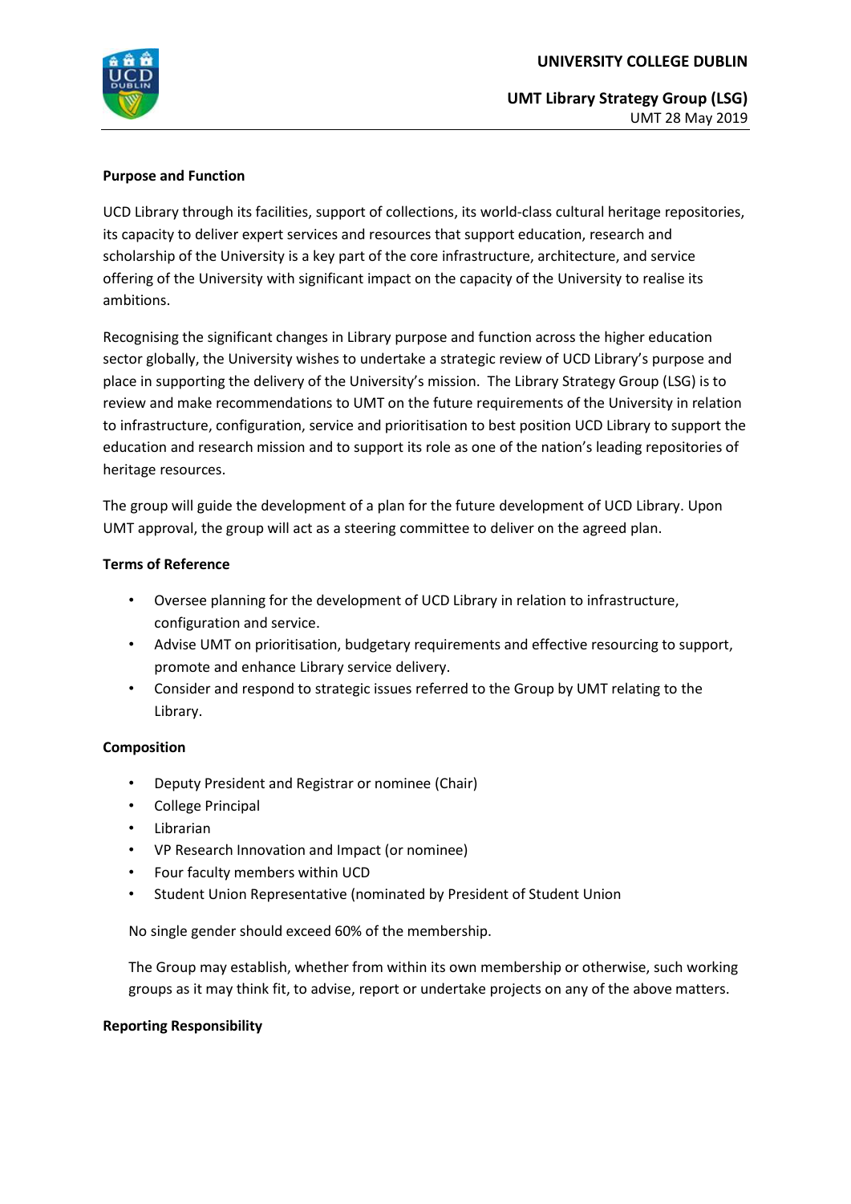# UNIVERSITY COLLEGE DUBLIN

## UMT Library Strategy Group (LSG)

UMT 28 May 2019

**Purpose and Function**

UCD Library through its facilities, support of collections, its world-class cultural heritage repositories, its capacity to deliver expert services and resources that support education, research and scholarship of the University is a key part of the core infrastructure, architecture, and service offering of the University with significant impact on the capacity of the University to realise its ambitions.

Recognising the significant changes in Library purpose and function across the higher education sector globally, the University wishes to undertake a strategic review of UCD Library's purpose and place in supporting the delivery of the University's mission. The Library Strategy Group (LSG) is to review and make recommendations to UMT on the future requirements of the University in relation to infrastructure, configuration, service and prioritisation to best position UCD Library to support the education and research mission and to support its role as one of the nation's leading repositories of heritage resources.

The group will guide the development of a plan for the future development of UCD Library. Upon UMT approval, the group will act as a steering committee to deliver on the agreed plan.

**Terms of Reference**

- Oversee planning for the development of UCD Library in relation to infrastructure, configuration and service.
- Advise UMT on prioritisation, budgetary requirements and effective resourcing to support, promote and enhance Library service delivery.
- Consider and respond to strategic issues referred to the Group by UMT relating to the Library.

**Composition**

- Deputy President and Registrar or nominee (Chair)
- College Principal
- Librarian
- VP Research Innovation and Impact (or nominee)
- Four faculty members within UCD
- Student Union Representative (nominated by President of Student Union

No single gender should exceed 60% of the membership.

The Group may establish, whether from within its own membership or otherwise, such working groups as it may think fit, to advise, report or undertake projects on any of the above matters.

**Reporting Responsibility**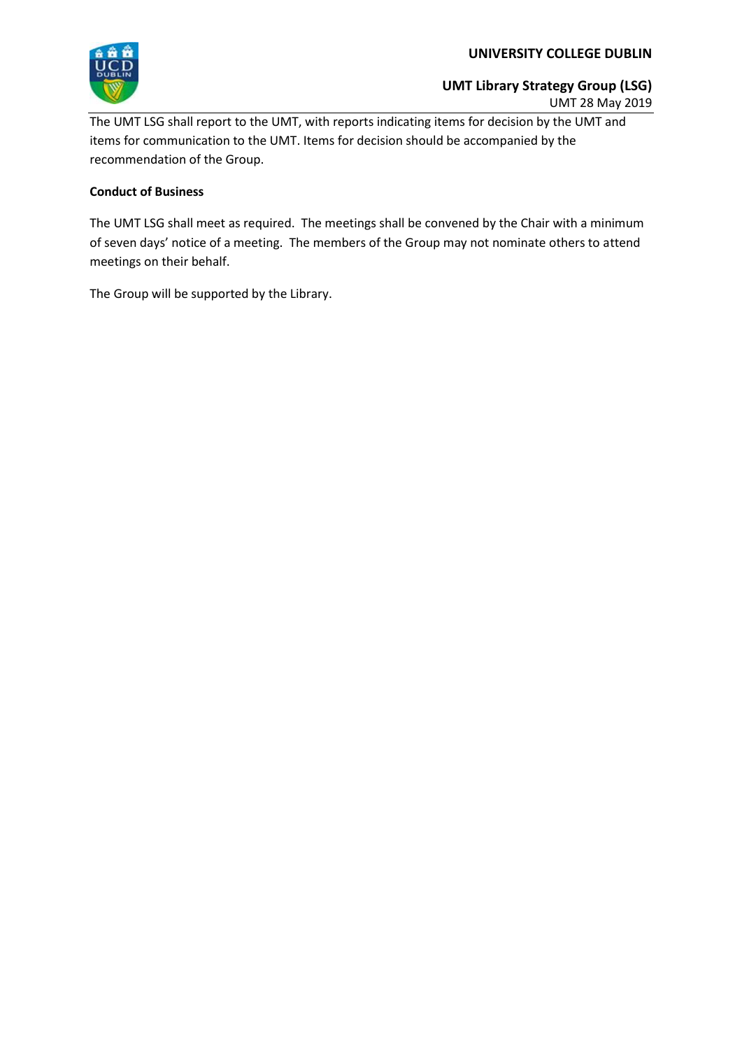The UMT LSG shall report to the UMT, with reports indicating items for decision by the UMT and items for communication to the UMT. Items for decision should be accompanied by the recommendation of the Group.

**Conduct of Business**

The UMT LSG shall meet as required. The meetings shall be convened by the Chair with a minimum of seven days' notice of a meeting. The members of the Group may not nominate others to attend meetings on their behalf.

The Group will be supported by the Library.